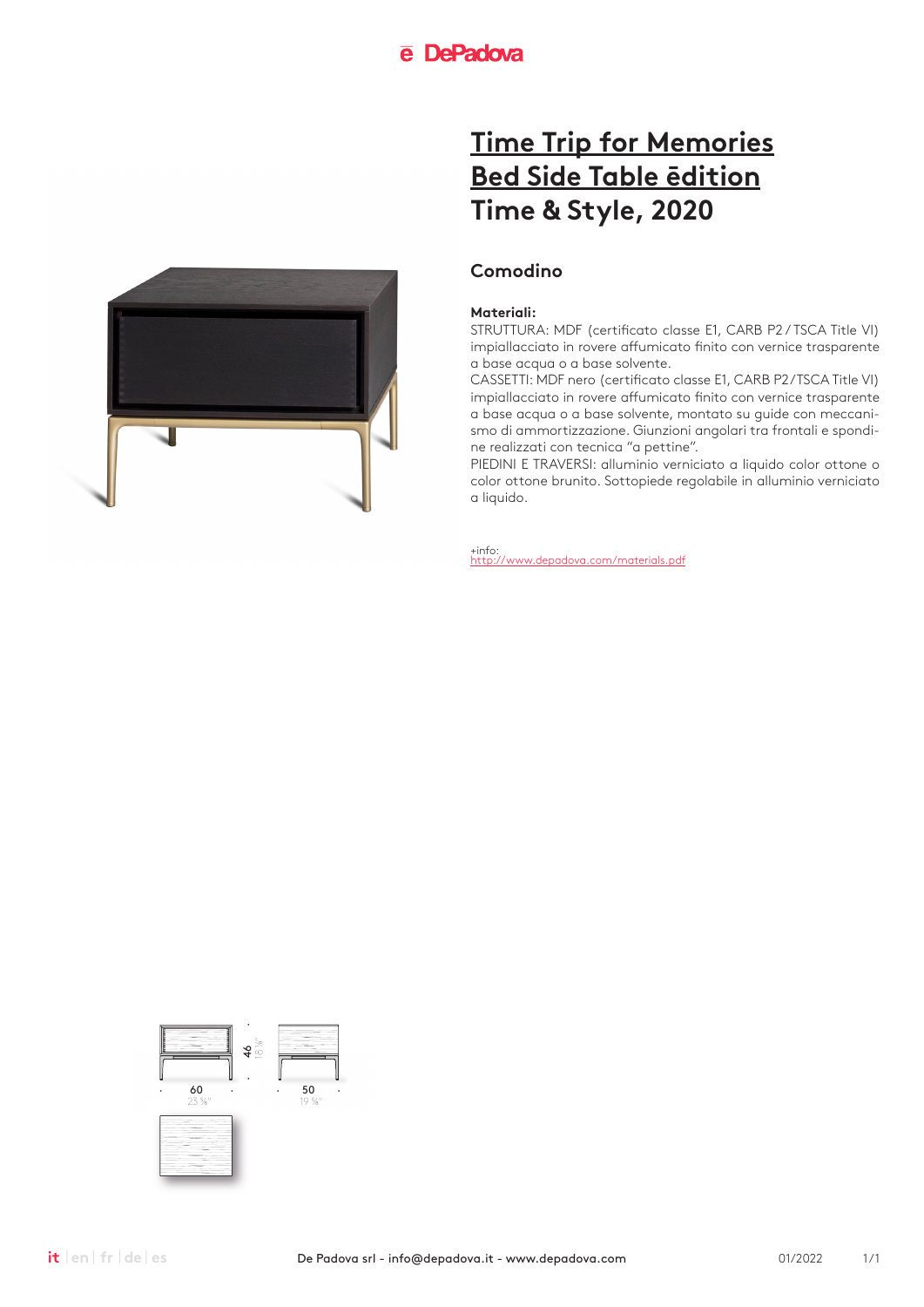# Time Trip for Memories Bed Side Table ēdition
# Time & Style, 2020

## Comodino

**Materiali:**

STRUTTURA: MDF (certificato classe E1, CARB P2 / TSCA Title VI) impiallacciato in rovere affumicato finito con vernice trasparente a base acqua o a base solvente.

CASSETTI: MDF nero (certificato classe E1, CARB P2/TSCA Title VI) impiallacciato in rovere affumicato finito con vernice trasparente a base acqua o a base solvente, montato su guide con meccanismo di ammortizzazione. Giunzioni angolari tra frontali e spondine realizzati con tecnica "a pettine".

PIEDINI E TRAVERSI: alluminio verniciato a liquido color ottone o color ottone brunito. Sottopiede regolabile in alluminio verniciato a liquido.

+info:
http://www.depadova.com/materials.pdf

46 18 ⅛"

60 23 ⅝"

50 19 ⅝"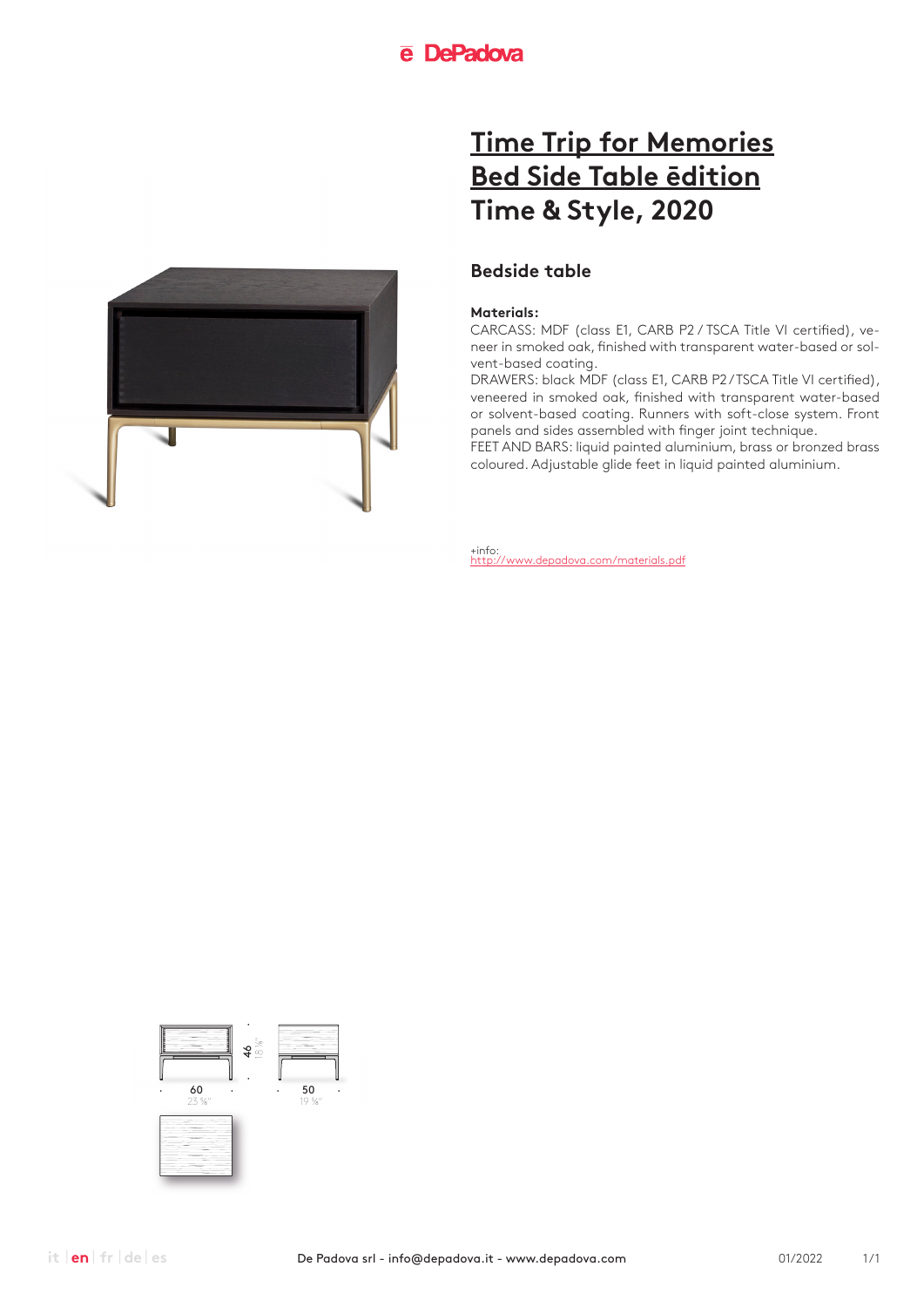# Time Trip for Memories Bed Side Table ēdition
# Time & Style, 2020

## Bedside table

**Materials:**
CARCASS: MDF (class E1, CARB P2 / TSCA Title VI certified), veneer in smoked oak, finished with transparent water-based or solvent-based coating.
DRAWERS: black MDF (class E1, CARB P2 / TSCA Title VI certified), veneered in smoked oak, finished with transparent water-based or solvent-based coating. Runners with soft-close system. Front panels and sides assembled with finger joint technique.
FEET AND BARS: liquid painted aluminium, brass or bronzed brass coloured. Adjustable glide feet in liquid painted aluminium.

+info:
http://www.depadova.com/materials.pdf

60
23 ⅝"

46
18 ⅛"

50
19 ⅝"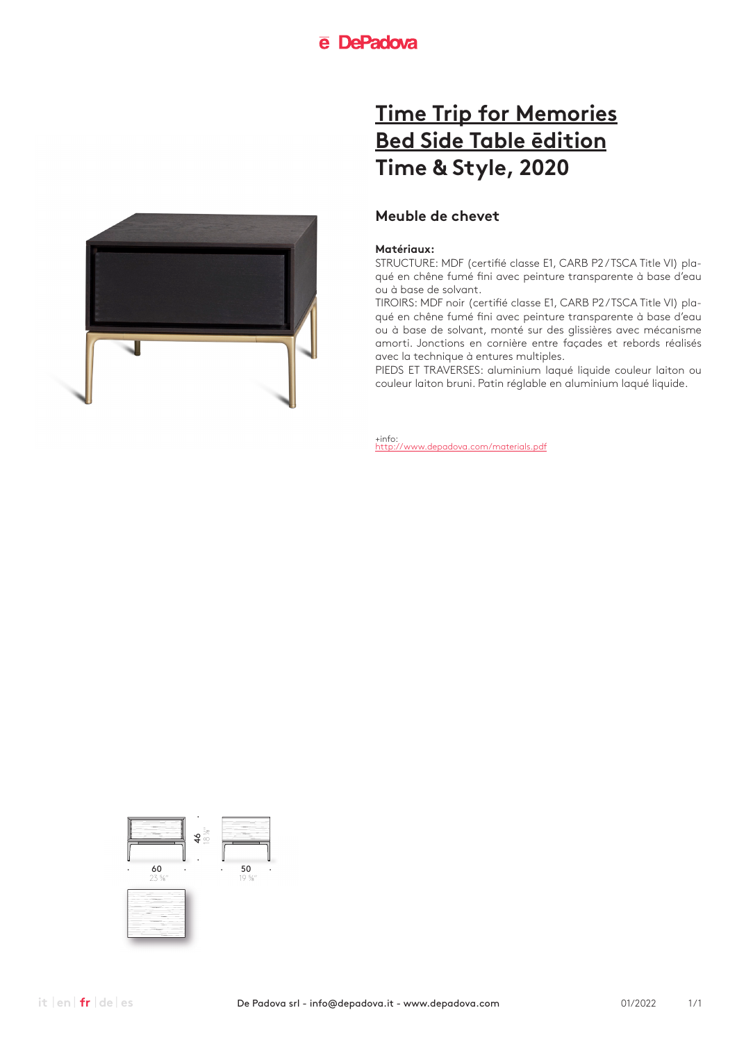# Time Trip for Memories Bed Side Table ēdition Time & Style, 2020

## Meuble de chevet

**Matériaux:**
STRUCTURE: MDF (certifié classe E1, CARB P2/TSCA Title VI) plaqué en chêne fumé fini avec peinture transparente à base d'eau ou à base de solvant.
TIROIRS: MDF noir (certifié classe E1, CARB P2/TSCA Title VI) plaqué en chêne fumé fini avec peinture transparente à base d'eau ou à base de solvant, monté sur des glissières avec mécanisme amorti. Jonctions en cornière entre façades et rebords réalisés avec la technique à entures multiples.
PIEDS ET TRAVERSES: aluminium laqué liquide couleur laiton ou couleur laiton bruni. Patin réglable en aluminium laqué liquide.

+info:
http://www.depadova.com/materials.pdf

46 (18 ⅛")
60 (23 ⅝")
50 (19 ⅝")

De Padova srl - info@depadova.it - www.depadova.com

01/2022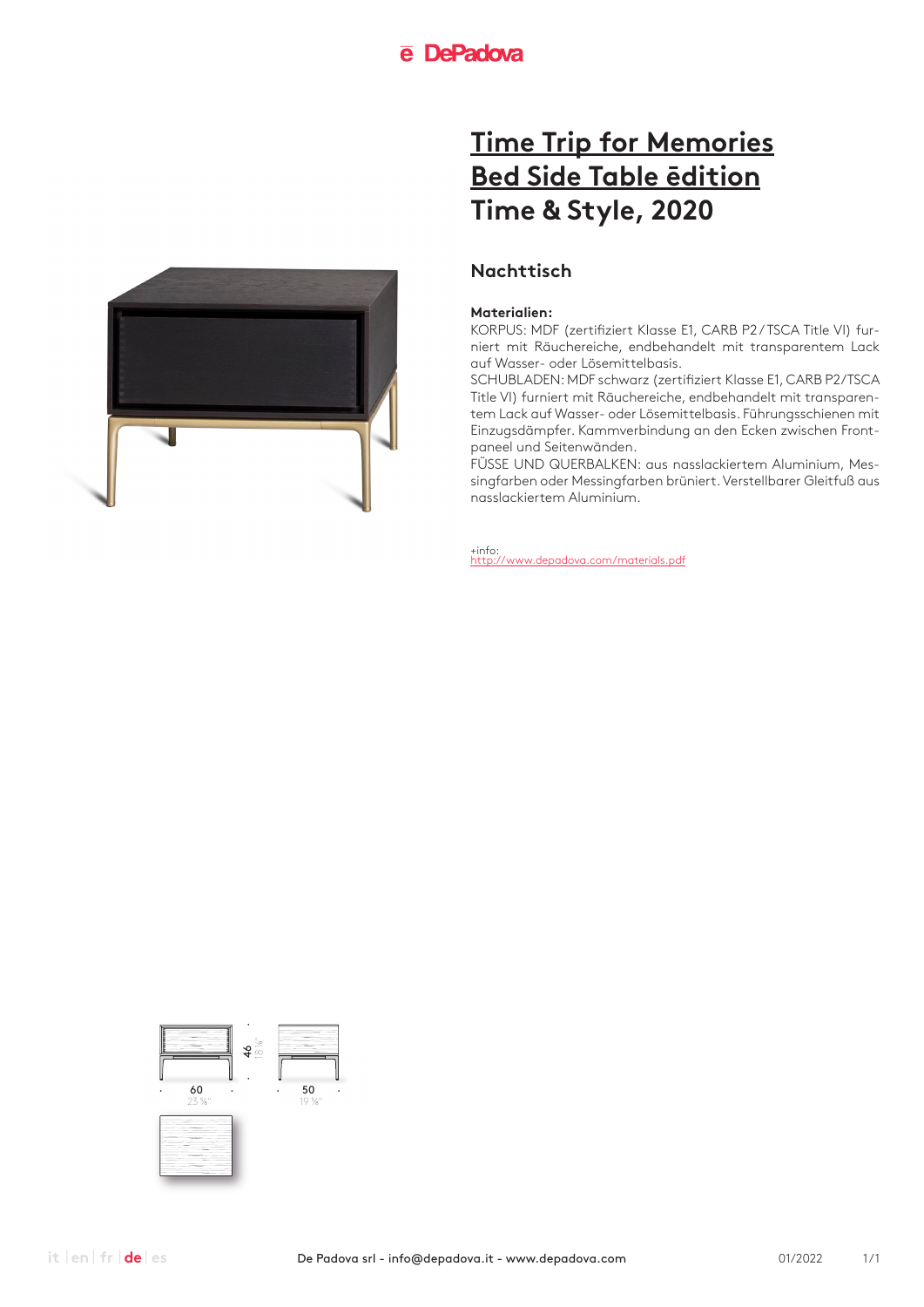# Time Trip for Memories Bed Side Table ēdition Time & Style, 2020

## Nachttisch

**Materialien:**

KORPUS: MDF (zertifiziert Klasse E1, CARB P2/TSCA Title VI) furniert mit Räuchereiche, endbehandelt mit transparentem Lack auf Wasser- oder Lösemittelbasis.

SCHUBLADEN: MDF schwarz (zertifiziert Klasse E1, CARB P2/TSCA Title VI) furniert mit Räuchereiche, endbehandelt mit transparentem Lack auf Wasser- oder Lösemittelbasis. Führungsschienen mit Einzugsdämpfer. Kammverbindung an den Ecken zwischen Frontpaneel und Seitenwänden.

FÜSSE UND QUERBALKEN: aus nasslackiertem Aluminium, Messingfarben oder Messingfarben brüniert. Verstellbarer Gleitfuß aus nasslackiertem Aluminium.

+info:
http://www.depadova.com/materials.pdf

46 (18 ⅛")

60 (23 ⅝")

50 (19 ⅝")

De Padova srl - info@depadova.it - www.depadova.com

01/2022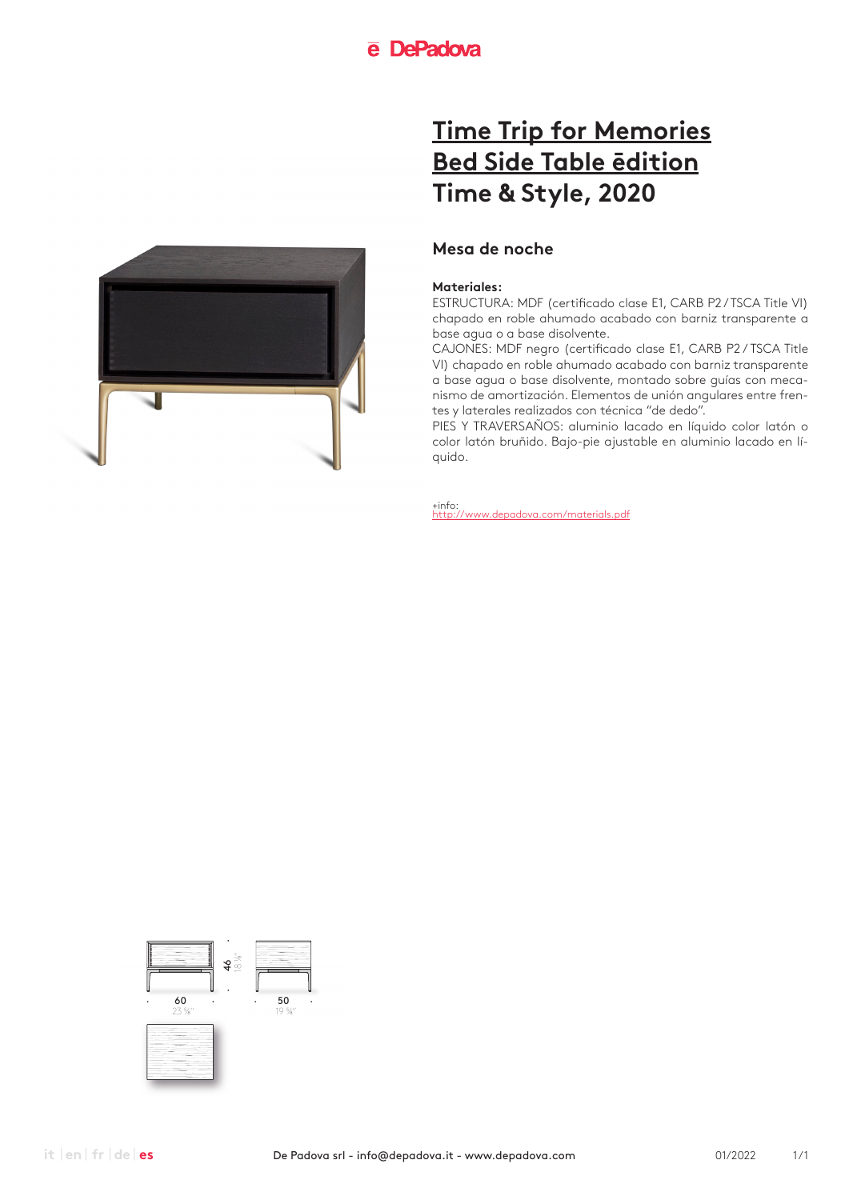# Time Trip for Memories Bed Side Table ēdition Time & Style, 2020

## Mesa de noche

**Materiales:**

ESTRUCTURA: MDF (certificado clase E1, CARB P2 / TSCA Title VI) chapado en roble ahumado acabado con barniz transparente a base agua o a base disolvente.

CAJONES: MDF negro (certificado clase E1, CARB P2 / TSCA Title VI) chapado en roble ahumado acabado con barniz transparente a base agua o base disolvente, montado sobre guías con mecanismo de amortización. Elementos de unión angulares entre frentes y laterales realizados con técnica "de dedo".

PIES Y TRAVERSAÑOS: aluminio lacado en líquido color latón o color latón bruñido. Bajo-pie ajustable en aluminio lacado en líquido.

+info:
http://www.depadova.com/materials.pdf

46
18 ⅛"

60
23 ⅝"

50
19 ⅝"